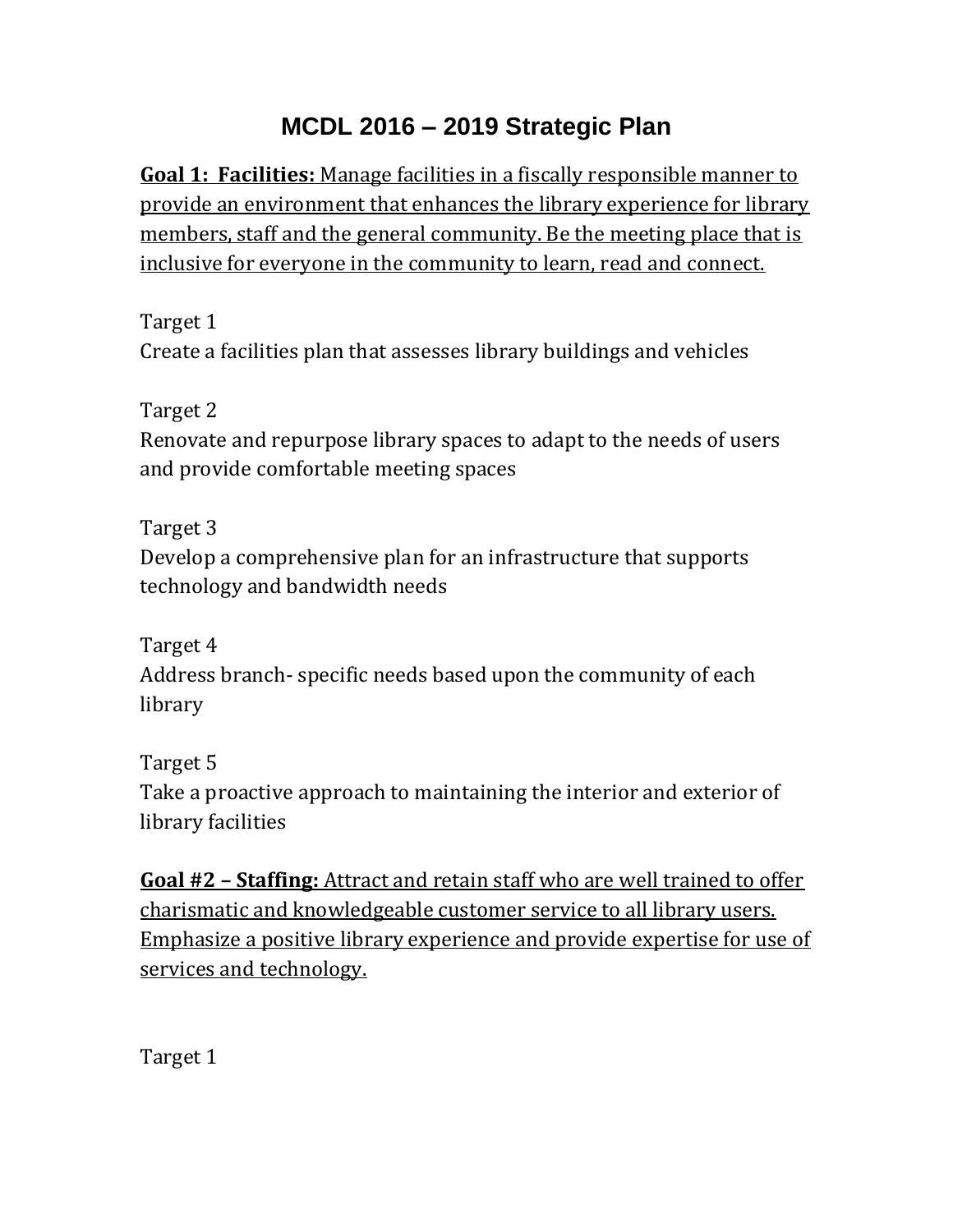# MCDL 2016 – 2019 Strategic Plan

**Goal 1: Facilities:** Manage facilities in a fiscally responsible manner to provide an environment that enhances the library experience for library members, staff and the general community. Be the meeting place that is inclusive for everyone in the community to learn, read and connect.

Target 1
Create a facilities plan that assesses library buildings and vehicles

Target 2
Renovate and repurpose library spaces to adapt to the needs of users and provide comfortable meeting spaces

Target 3
Develop a comprehensive plan for an infrastructure that supports technology and bandwidth needs

Target 4
Address branch- specific needs based upon the community of each library

Target 5
Take a proactive approach to maintaining the interior and exterior of library facilities

**Goal #2 – Staffing:** Attract and retain staff who are well trained to offer charismatic and knowledgeable customer service to all library users. Emphasize a positive library experience and provide expertise for use of services and technology.

Target 1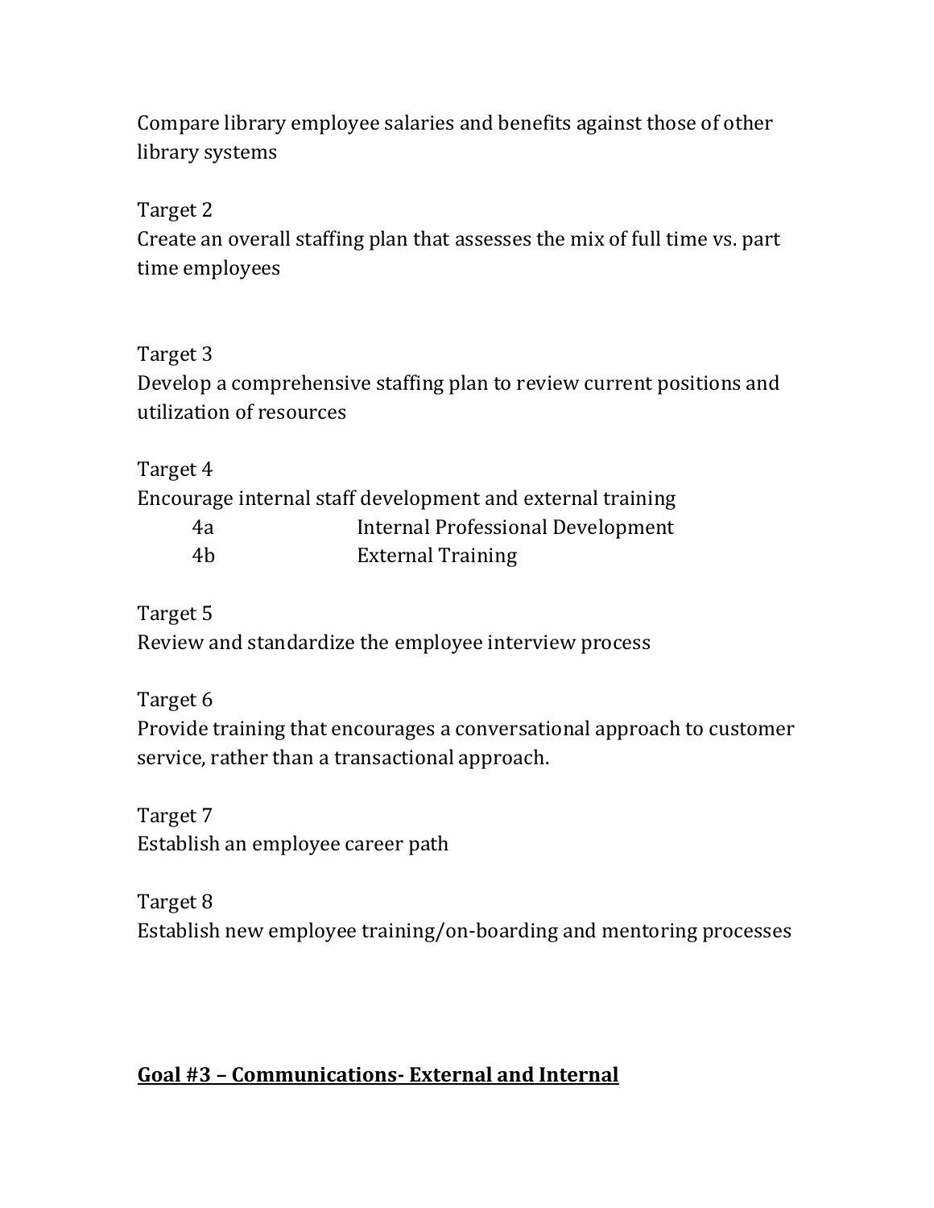Compare library employee salaries and benefits against those of other library systems

Target 2
Create an overall staffing plan that assesses the mix of full time vs. part time employees

Target 3
Develop a comprehensive staffing plan to review current positions and utilization of resources

Target 4
Encourage internal staff development and external training

- 4a Internal Professional Development
- 4b External Training

Target 5
Review and standardize the employee interview process

Target 6
Provide training that encourages a conversational approach to customer service, rather than a transactional approach.

Target 7
Establish an employee career path

Target 8
Establish new employee training/on-boarding and mentoring processes

## <u>Goal #3 – Communications- External and Internal</u>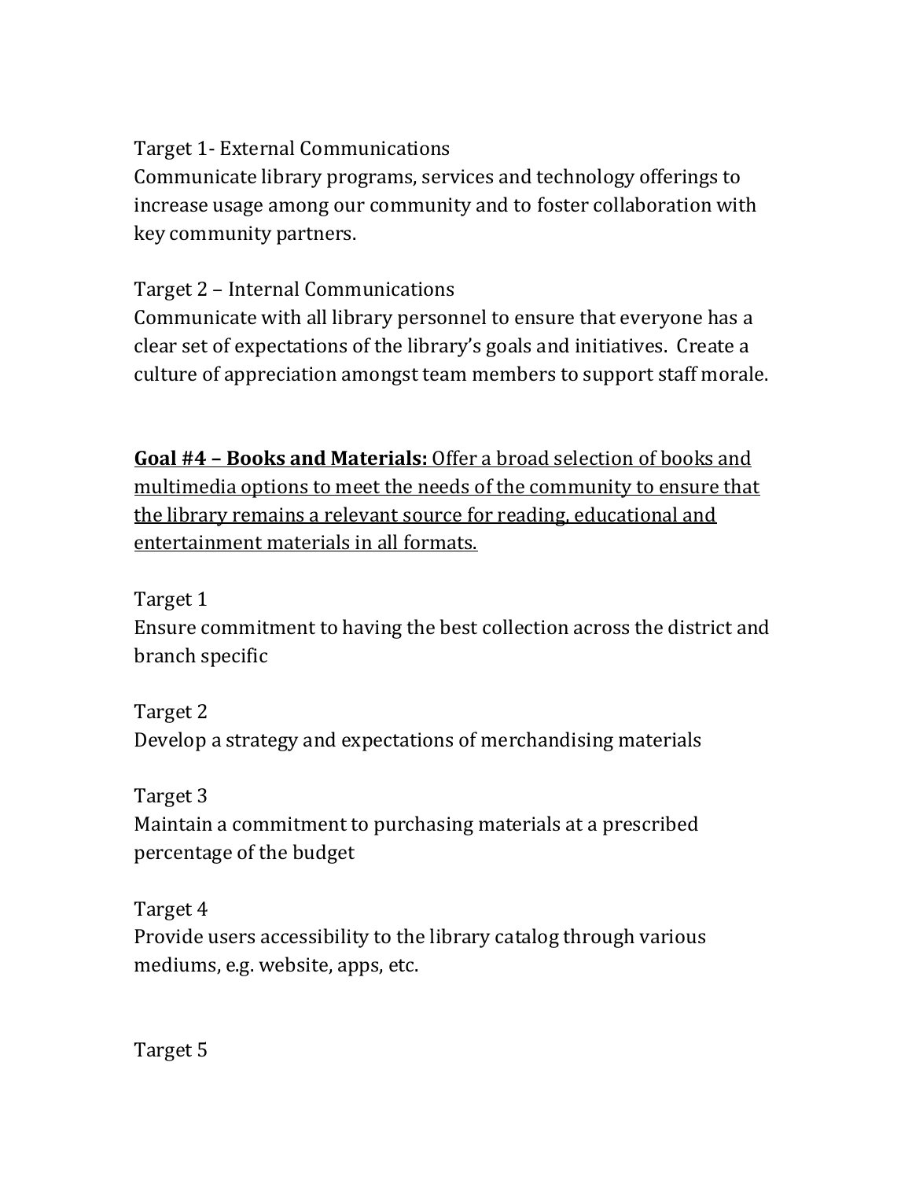Target 1- External Communications
Communicate library programs, services and technology offerings to increase usage among our community and to foster collaboration with key community partners.

Target 2 – Internal Communications
Communicate with all library personnel to ensure that everyone has a clear set of expectations of the library's goals and initiatives. Create a culture of appreciation amongst team members to support staff morale.

**Goal #4 – Books and Materials:** Offer a broad selection of books and multimedia options to meet the needs of the community to ensure that the library remains a relevant source for reading, educational and entertainment materials in all formats.

Target 1
Ensure commitment to having the best collection across the district and branch specific

Target 2
Develop a strategy and expectations of merchandising materials

Target 3
Maintain a commitment to purchasing materials at a prescribed percentage of the budget

Target 4
Provide users accessibility to the library catalog through various mediums, e.g. website, apps, etc.

Target 5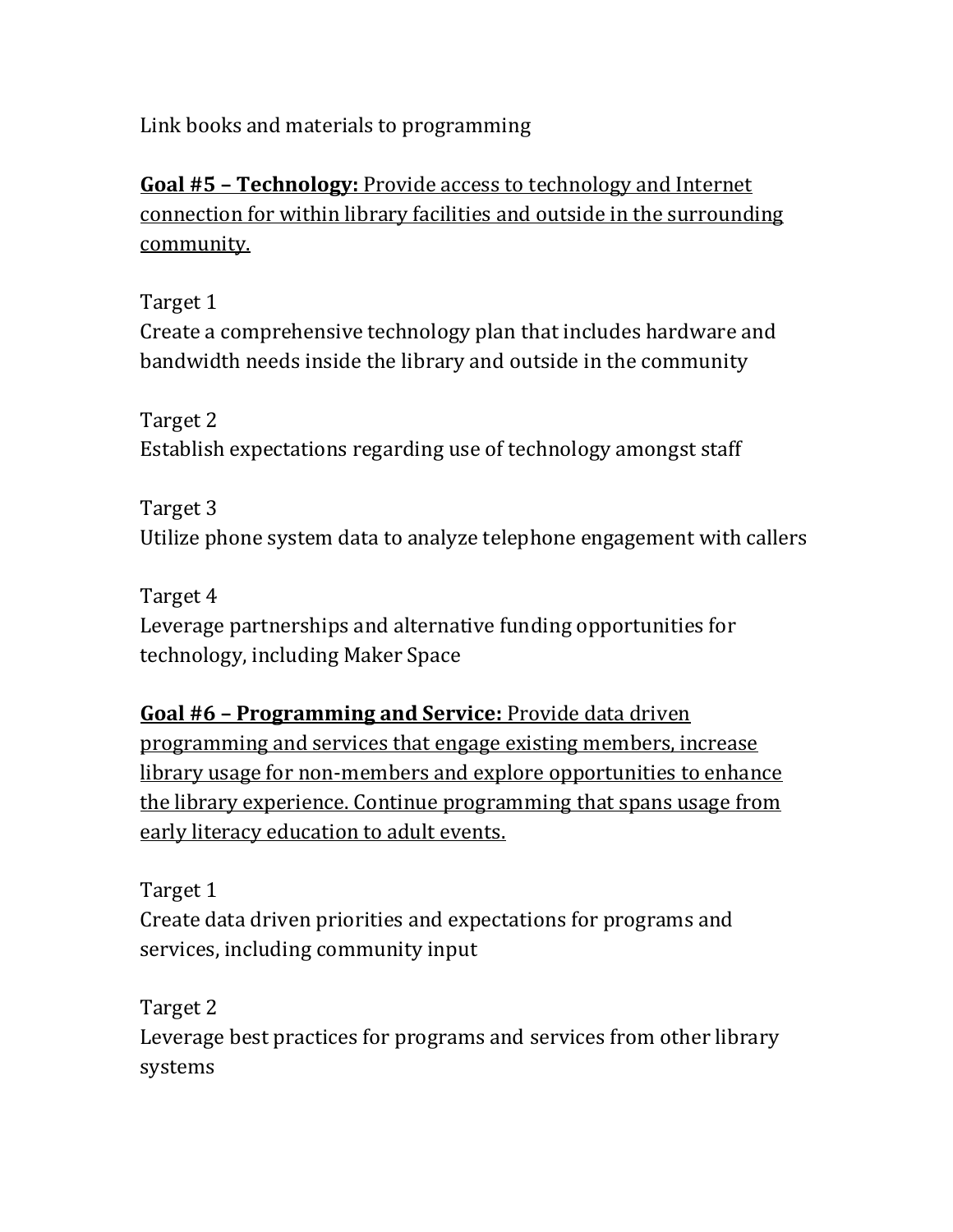Link books and materials to programming

**Goal #5 – Technology:** Provide access to technology and Internet connection for within library facilities and outside in the surrounding community.

Target 1
Create a comprehensive technology plan that includes hardware and bandwidth needs inside the library and outside in the community

Target 2
Establish expectations regarding use of technology amongst staff

Target 3
Utilize phone system data to analyze telephone engagement with callers

Target 4
Leverage partnerships and alternative funding opportunities for technology, including Maker Space

**Goal #6 – Programming and Service:** Provide data driven programming and services that engage existing members, increase library usage for non-members and explore opportunities to enhance the library experience. Continue programming that spans usage from early literacy education to adult events.

Target 1
Create data driven priorities and expectations for programs and services, including community input

Target 2
Leverage best practices for programs and services from other library systems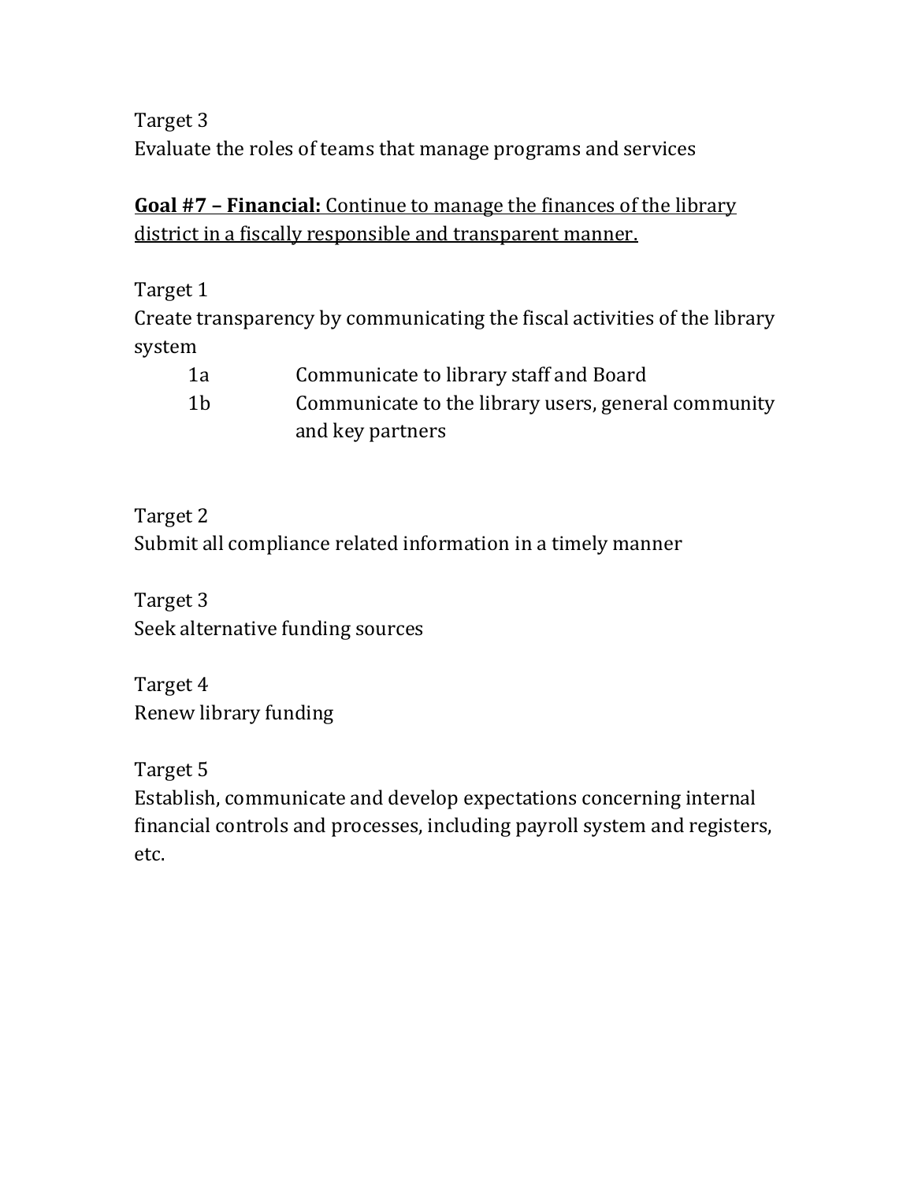Target 3
Evaluate the roles of teams that manage programs and services

**Goal #7 – Financial:** Continue to manage the finances of the library district in a fiscally responsible and transparent manner.

Target 1
Create transparency by communicating the fiscal activities of the library system

- 1a Communicate to library staff and Board
- 1b Communicate to the library users, general community and key partners

Target 2
Submit all compliance related information in a timely manner

Target 3
Seek alternative funding sources

Target 4
Renew library funding

Target 5
Establish, communicate and develop expectations concerning internal financial controls and processes, including payroll system and registers, etc.